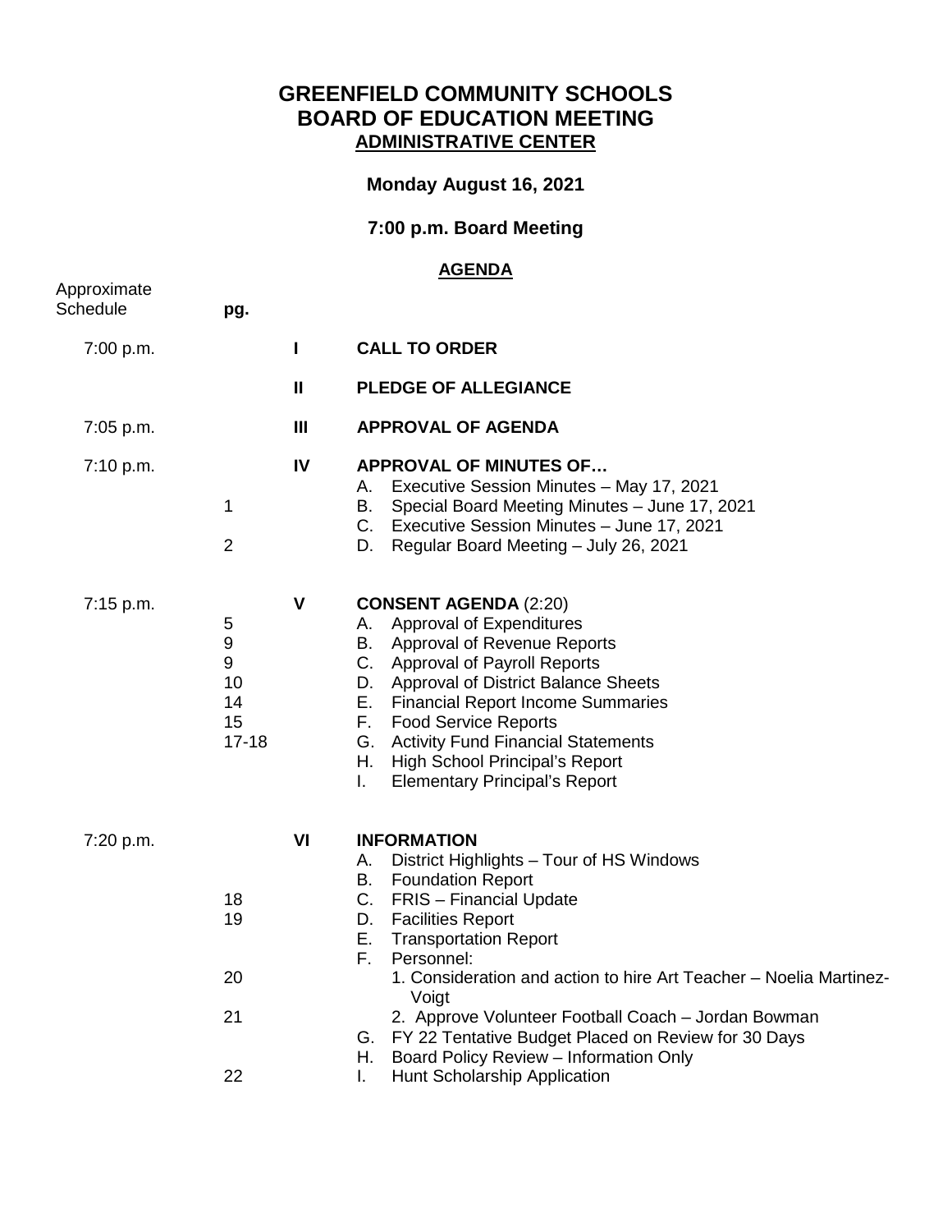# GREENFIELD COMMUNITY SCHOOLS
# BOARD OF EDUCATION MEETING
## ADMINISTRATIVE CENTER

**Monday August 16, 2021**

**7:00 p.m. Board Meeting**

**AGENDA**

| Approximate Schedule | pg. | | |
|---|---|---|---|
| 7:00 p.m. | | I | **CALL TO ORDER** |
| | | II | **PLEDGE OF ALLEGIANCE** |
| 7:05 p.m. | | III | **APPROVAL OF AGENDA** |
| 7:10 p.m. | | IV | **APPROVAL OF MINUTES OF…** |
| | | | A. Executive Session Minutes – May 17, 2021 |
| | 1 | | B. Special Board Meeting Minutes – June 17, 2021 |
| | | | C. Executive Session Minutes – June 17, 2021 |
| | 2 | | D. Regular Board Meeting – July 26, 2021 |
| 7:15 p.m. | | V | **CONSENT AGENDA** (2:20) |
| | 5 | | A. Approval of Expenditures |
| | 9 | | B. Approval of Revenue Reports |
| | 9 | | C. Approval of Payroll Reports |
| | 10 | | D. Approval of District Balance Sheets |
| | 14 | | E. Financial Report Income Summaries |
| | 15 | | F. Food Service Reports |
| | 17-18 | | G. Activity Fund Financial Statements |
| | | | H. High School Principal's Report |
| | | | I. Elementary Principal's Report |
| 7:20 p.m. | | VI | **INFORMATION** |
| | | | A. District Highlights – Tour of HS Windows |
| | | | B. Foundation Report |
| | 18 | | C. FRIS – Financial Update |
| | 19 | | D. Facilities Report |
| | | | E. Transportation Report |
| | | | F. Personnel: |
| | 20 | | 1. Consideration and action to hire Art Teacher – Noelia Martinez-Voigt |
| | 21 | | 2. Approve Volunteer Football Coach – Jordan Bowman |
| | | | G. FY 22 Tentative Budget Placed on Review for 30 Days |
| | | | H. Board Policy Review – Information Only |
| | 22 | | I. Hunt Scholarship Application |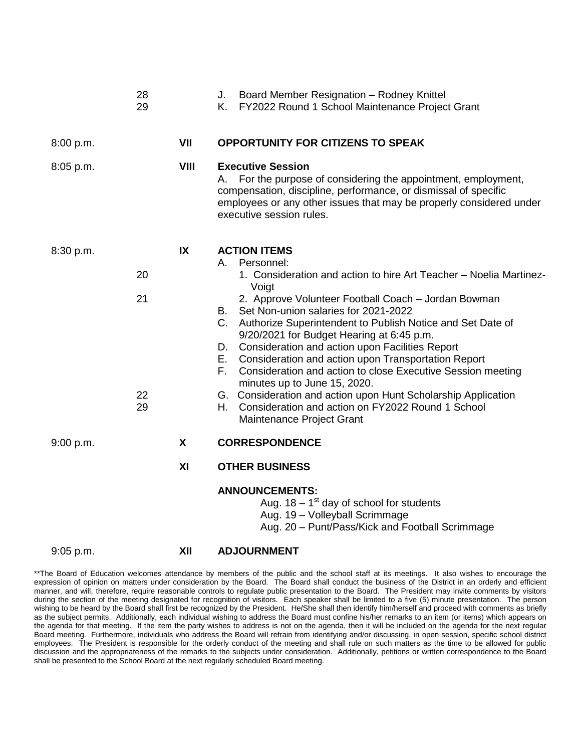| | | | |
|---|---|---|---|
| | 28 | | J. Board Member Resignation – Rodney Knittel |
| | 29 | | K. FY2022 Round 1 School Maintenance Project Grant |
| 8:00 p.m. | | **VII** | **OPPORTUNITY FOR CITIZENS TO SPEAK** |
| 8:05 p.m. | | **VIII** | **Executive Session**<br>A. For the purpose of considering the appointment, employment, compensation, discipline, performance, or dismissal of specific employees or any other issues that may be properly considered under executive session rules. |
| 8:30 p.m. | | **IX** | **ACTION ITEMS**<br>A. Personnel: |
| | 20 | | 1. Consideration and action to hire Art Teacher – Noelia Martinez-Voigt |
| | 21 | | 2. Approve Volunteer Football Coach – Jordan Bowman |
| | | | B. Set Non-union salaries for 2021-2022 |
| | | | C. Authorize Superintendent to Publish Notice and Set Date of 9/20/2021 for Budget Hearing at 6:45 p.m. |
| | | | D. Consideration and action upon Facilities Report |
| | | | E. Consideration and action upon Transportation Report |
| | | | F. Consideration and action to close Executive Session meeting minutes up to June 15, 2020. |
| | 22 | | G. Consideration and action upon Hunt Scholarship Application |
| | 29 | | H. Consideration and action on FY2022 Round 1 School Maintenance Project Grant |
| 9:00 p.m. | | **X** | **CORRESPONDENCE** |
| | | **XI** | **OTHER BUSINESS** |
| | | | **ANNOUNCEMENTS:**<br>Aug. 18 – 1st day of school for students<br>Aug. 19 – Volleyball Scrimmage<br>Aug. 20 – Punt/Pass/Kick and Football Scrimmage |
| 9:05 p.m. | | **XII** | **ADJOURNMENT** |

**The Board of Education welcomes attendance by members of the public and the school staff at its meetings. It also wishes to encourage the expression of opinion on matters under consideration by the Board. The Board shall conduct the business of the District in an orderly and efficient manner, and will, therefore, require reasonable controls to regulate public presentation to the Board. The President may invite comments by visitors during the section of the meeting designated for recognition of visitors. Each speaker shall be limited to a five (5) minute presentation. The person wishing to be heard by the Board shall first be recognized by the President. He/She shall then identify him/herself and proceed with comments as briefly as the subject permits. Additionally, each individual wishing to address the Board must confine his/her remarks to an item (or items) which appears on the agenda for that meeting. If the item the party wishes to address is not on the agenda, then it will be included on the agenda for the next regular Board meeting. Furthermore, individuals who address the Board will refrain from identifying and/or discussing, in open session, specific school district employees. The President is responsible for the orderly conduct of the meeting and shall rule on such matters as the time to be allowed for public discussion and the appropriateness of the remarks to the subjects under consideration. Additionally, petitions or written correspondence to the Board shall be presented to the School Board at the next regularly scheduled Board meeting.